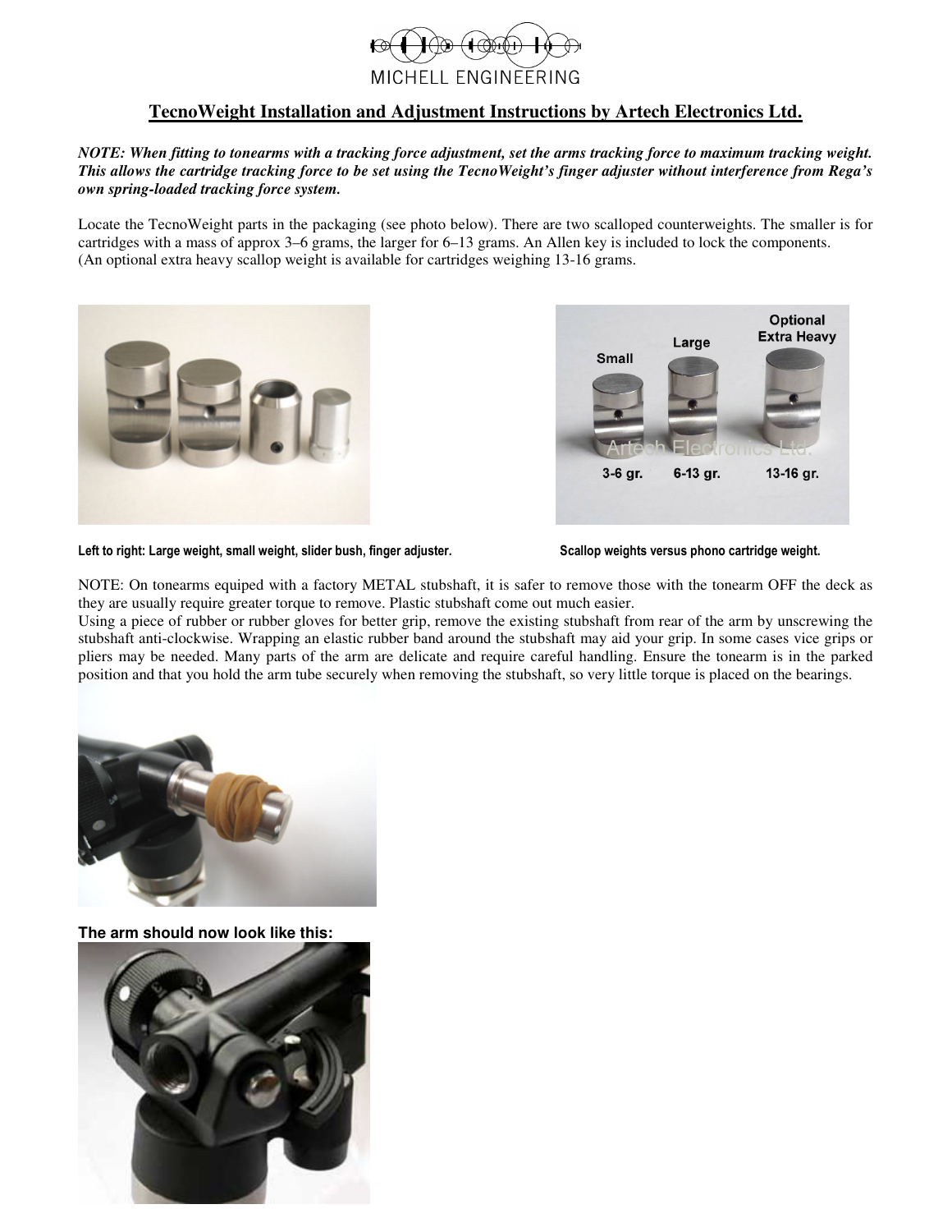MICHELL ENGINEERING

# TecnoWeight Installation and Adjustment Instructions by Artech Electronics Ltd.

***NOTE: When fitting to tonearms with a tracking force adjustment, set the arms tracking force to maximum tracking weight. This allows the cartridge tracking force to be set using the TecnoWeight's finger adjuster without interference from Rega's own spring-loaded tracking force system.***

Locate the TecnoWeight parts in the packaging (see photo below). There are two scalloped counterweights. The smaller is for cartridges with a mass of approx 3–6 grams, the larger for 6–13 grams. An Allen key is included to lock the components. (An optional extra heavy scallop weight is available for cartridges weighing 13-16 grams.

**Left to right: Large weight, small weight, slider bush, finger adjuster.**

**Scallop weights versus phono cartridge weight.**

NOTE: On tonearms equiped with a factory METAL stubshaft, it is safer to remove those with the tonearm OFF the deck as they are usually require greater torque to remove. Plastic stubshaft come out much easier.

Using a piece of rubber or rubber gloves for better grip, remove the existing stubshaft from rear of the arm by unscrewing the stubshaft anti-clockwise. Wrapping an elastic rubber band around the stubshaft may aid your grip. In some cases vice grips or pliers may be needed. Many parts of the arm are delicate and require careful handling. Ensure the tonearm is in the parked position and that you hold the arm tube securely when removing the stubshaft, so very little torque is placed on the bearings.

**The arm should now look like this:**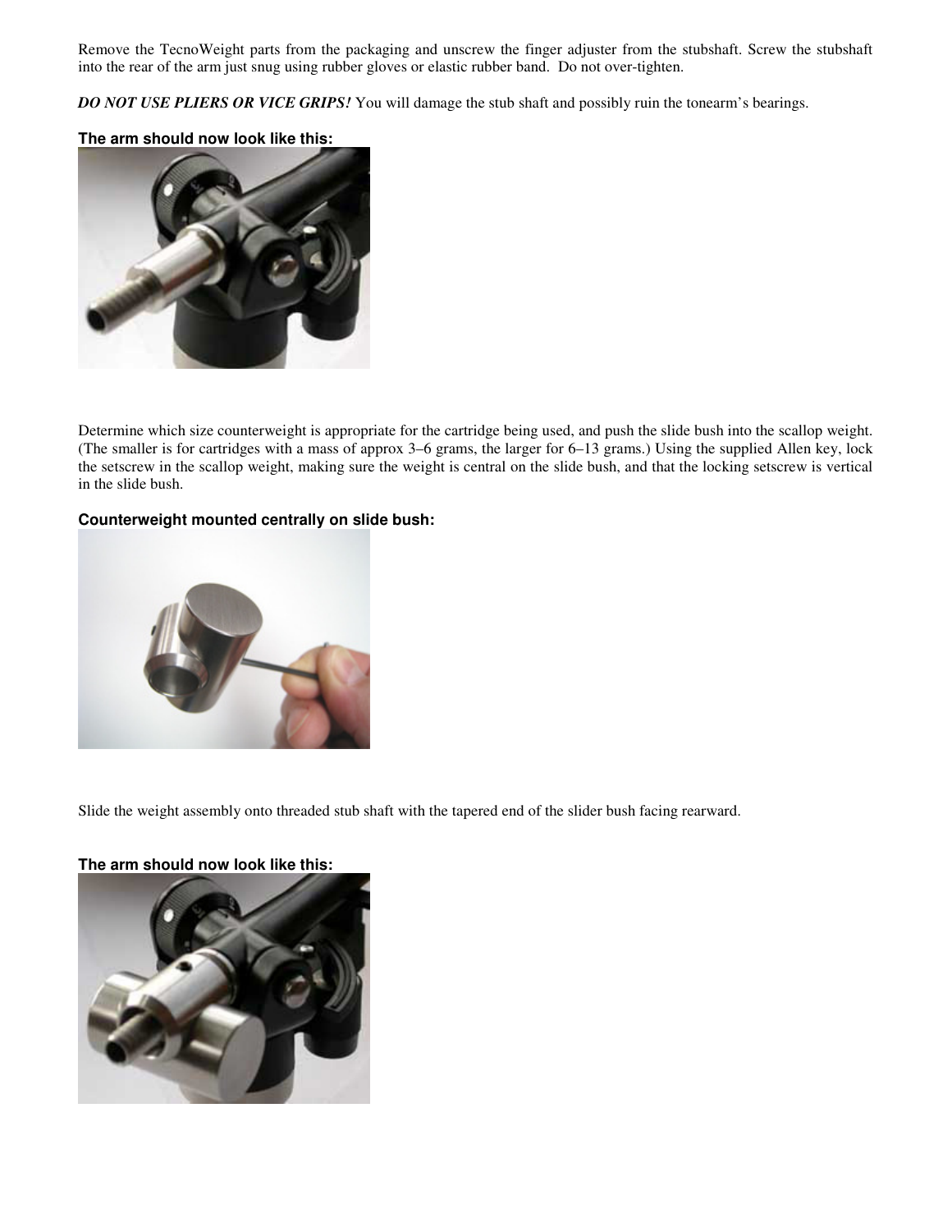Remove the TecnoWeight parts from the packaging and unscrew the finger adjuster from the stubshaft. Screw the stubshaft into the rear of the arm just snug using rubber gloves or elastic rubber band. Do not over-tighten.

***DO NOT USE PLIERS OR VICE GRIPS!*** You will damage the stub shaft and possibly ruin the tonearm's bearings.

**The arm should now look like this:**

Determine which size counterweight is appropriate for the cartridge being used, and push the slide bush into the scallop weight. (The smaller is for cartridges with a mass of approx 3–6 grams, the larger for 6–13 grams.) Using the supplied Allen key, lock the setscrew in the scallop weight, making sure the weight is central on the slide bush, and that the locking setscrew is vertical in the slide bush.

**Counterweight mounted centrally on slide bush:**

Slide the weight assembly onto threaded stub shaft with the tapered end of the slider bush facing rearward.

**The arm should now look like this:**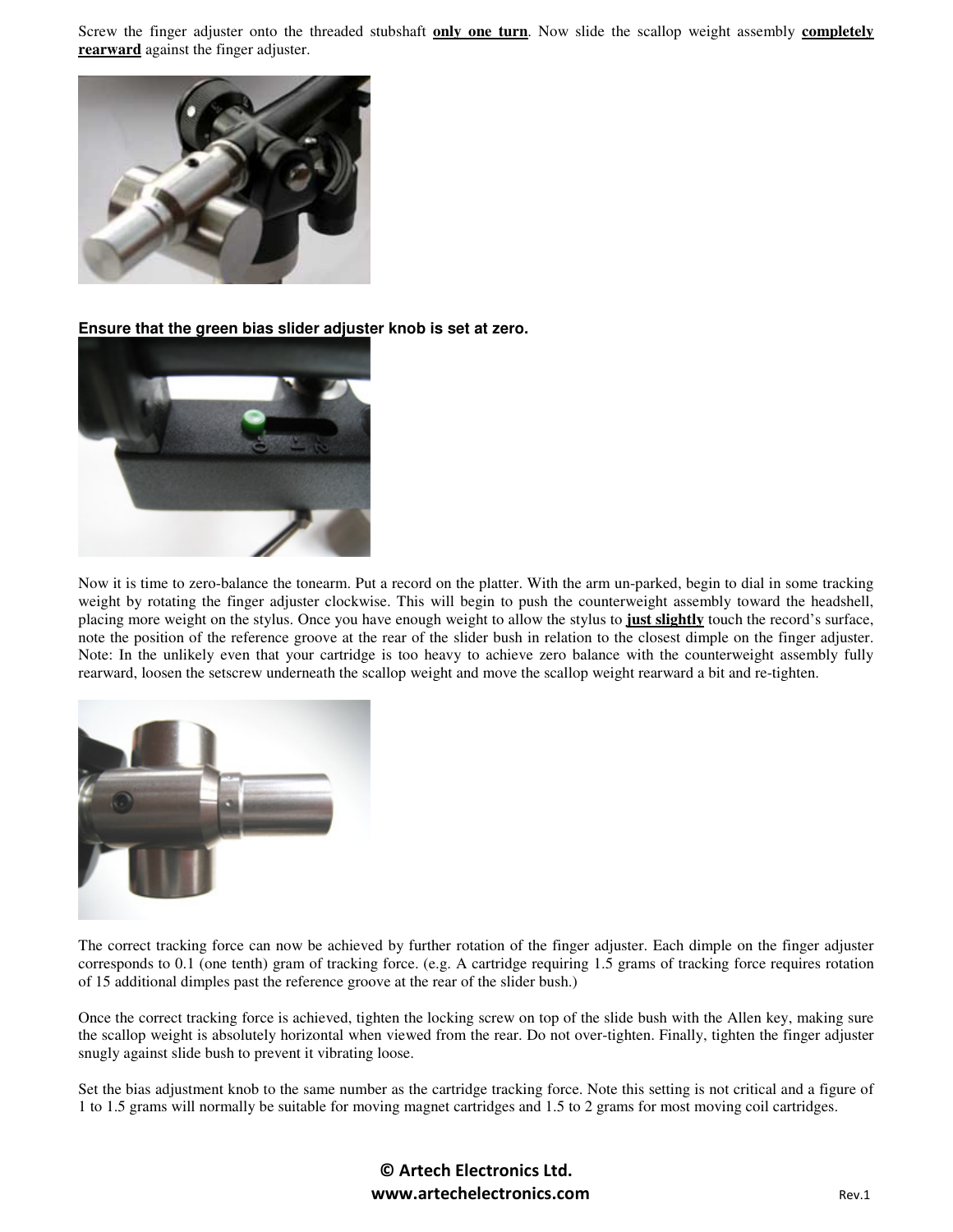Screw the finger adjuster onto the threaded stubshaft **only one turn**. Now slide the scallop weight assembly **completely rearward** against the finger adjuster.

**Ensure that the green bias slider adjuster knob is set at zero.**

Now it is time to zero-balance the tonearm. Put a record on the platter. With the arm un-parked, begin to dial in some tracking weight by rotating the finger adjuster clockwise. This will begin to push the counterweight assembly toward the headshell, placing more weight on the stylus. Once you have enough weight to allow the stylus to **just slightly** touch the record's surface, note the position of the reference groove at the rear of the slider bush in relation to the closest dimple on the finger adjuster. Note: In the unlikely even that your cartridge is too heavy to achieve zero balance with the counterweight assembly fully rearward, loosen the setscrew underneath the scallop weight and move the scallop weight rearward a bit and re-tighten.

The correct tracking force can now be achieved by further rotation of the finger adjuster. Each dimple on the finger adjuster corresponds to 0.1 (one tenth) gram of tracking force. (e.g. A cartridge requiring 1.5 grams of tracking force requires rotation of 15 additional dimples past the reference groove at the rear of the slider bush.)

Once the correct tracking force is achieved, tighten the locking screw on top of the slide bush with the Allen key, making sure the scallop weight is absolutely horizontal when viewed from the rear. Do not over-tighten. Finally, tighten the finger adjuster snugly against slide bush to prevent it vibrating loose.

Set the bias adjustment knob to the same number as the cartridge tracking force. Note this setting is not critical and a figure of 1 to 1.5 grams will normally be suitable for moving magnet cartridges and 1.5 to 2 grams for most moving coil cartridges.

**© Artech Electronics Ltd.**
**www.artechelectronics.com**

Rev.1